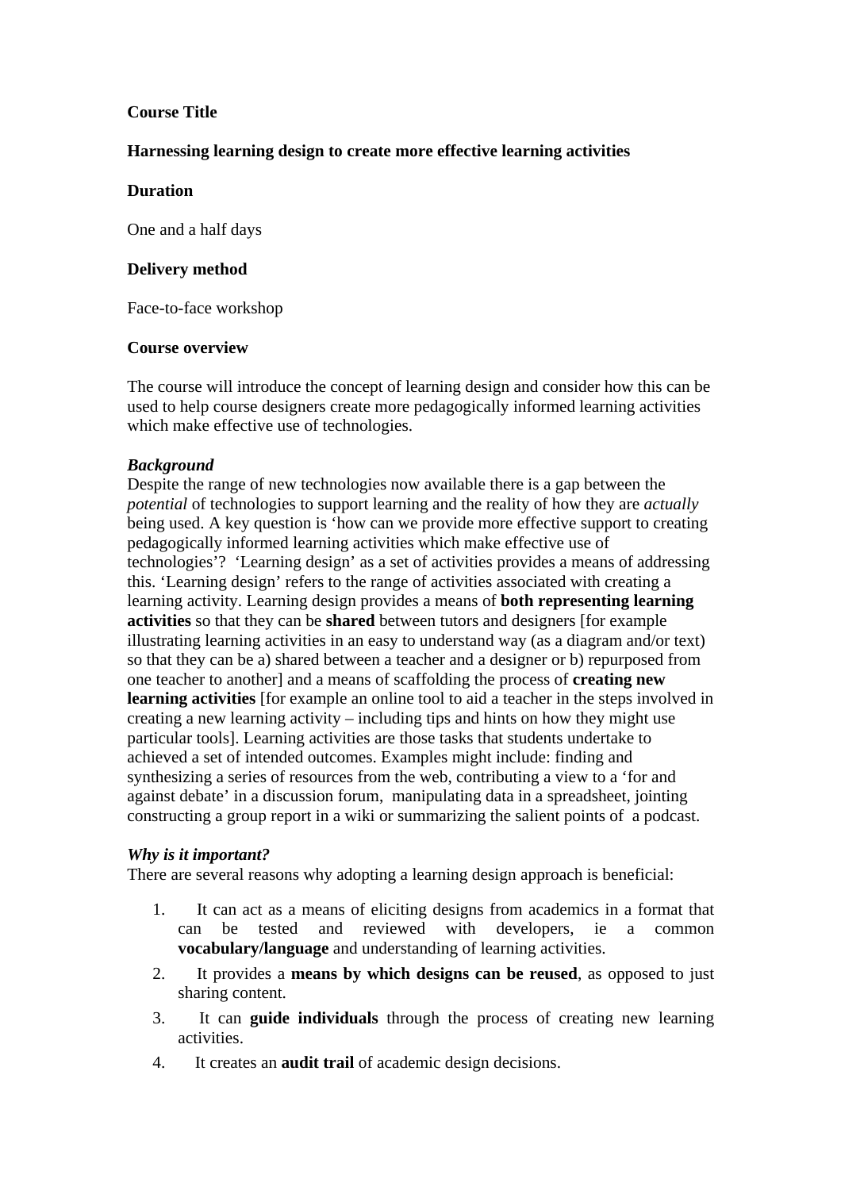**Course Title**

**Harnessing learning design to create more effective learning activities**

**Duration**

One and a half days

**Delivery method**

Face-to-face workshop

**Course overview**

The course will introduce the concept of learning design and consider how this can be used to help course designers create more pedagogically informed learning activities which make effective use of technologies.

***Background***

Despite the range of new technologies now available there is a gap between the *potential* of technologies to support learning and the reality of how they are *actually* being used. A key question is 'how can we provide more effective support to creating pedagogically informed learning activities which make effective use of technologies'? 'Learning design' as a set of activities provides a means of addressing this. 'Learning design' refers to the range of activities associated with creating a learning activity. Learning design provides a means of **both representing learning activities** so that they can be **shared** between tutors and designers [for example illustrating learning activities in an easy to understand way (as a diagram and/or text) so that they can be a) shared between a teacher and a designer or b) repurposed from one teacher to another] and a means of scaffolding the process of **creating new learning activities** [for example an online tool to aid a teacher in the steps involved in creating a new learning activity – including tips and hints on how they might use particular tools]. Learning activities are those tasks that students undertake to achieved a set of intended outcomes. Examples might include: finding and synthesizing a series of resources from the web, contributing a view to a 'for and against debate' in a discussion forum, manipulating data in a spreadsheet, jointing constructing a group report in a wiki or summarizing the salient points of a podcast.

***Why is it important?***

There are several reasons why adopting a learning design approach is beneficial:

1. It can act as a means of eliciting designs from academics in a format that can be tested and reviewed with developers, ie a common **vocabulary/language** and understanding of learning activities.
2. It provides a **means by which designs can be reused**, as opposed to just sharing content.
3. It can **guide individuals** through the process of creating new learning activities.
4. It creates an **audit trail** of academic design decisions.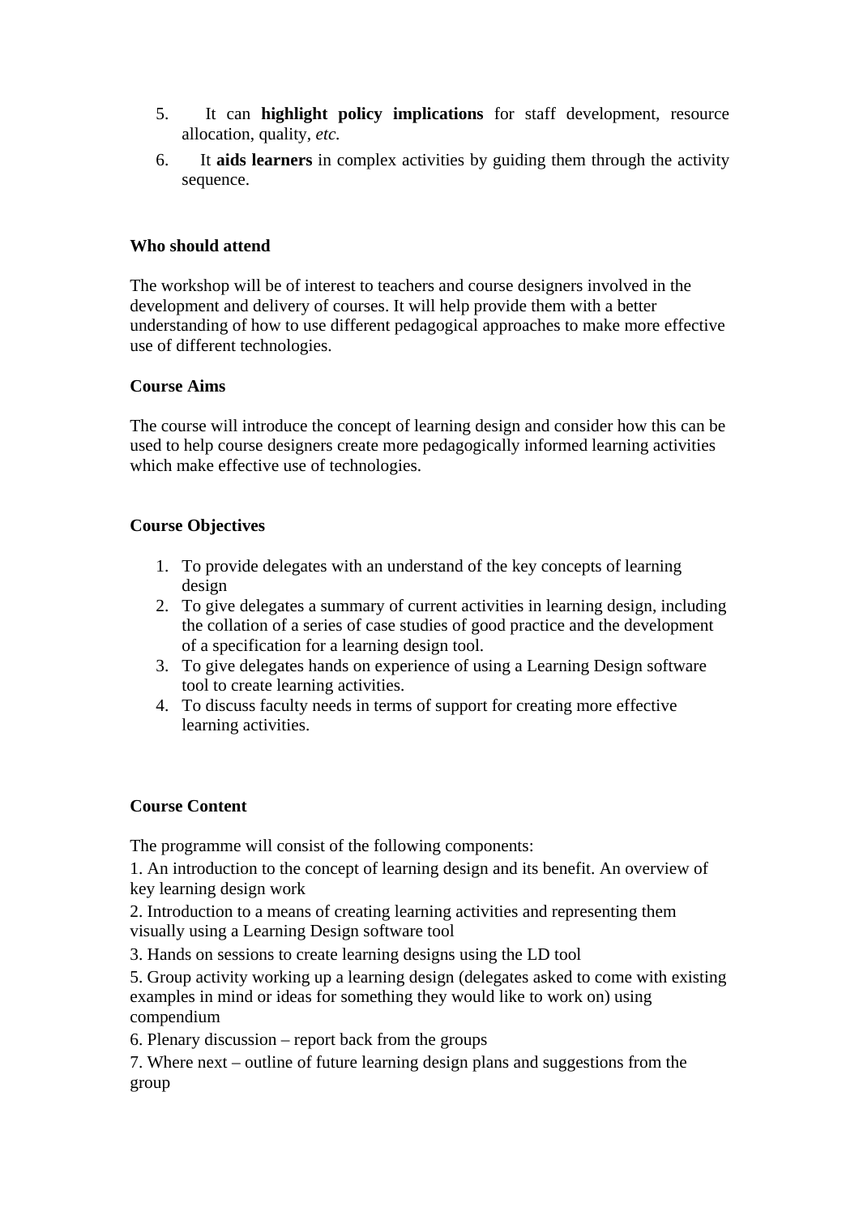5. It can **highlight policy implications** for staff development, resource allocation, quality, *etc.*
6. It **aids learners** in complex activities by guiding them through the activity sequence.

**Who should attend**

The workshop will be of interest to teachers and course designers involved in the development and delivery of courses. It will help provide them with a better understanding of how to use different pedagogical approaches to make more effective use of different technologies.

**Course Aims**

The course will introduce the concept of learning design and consider how this can be used to help course designers create more pedagogically informed learning activities which make effective use of technologies.

**Course Objectives**

1. To provide delegates with an understand of the key concepts of learning design
2. To give delegates a summary of current activities in learning design, including the collation of a series of case studies of good practice and the development of a specification for a learning design tool.
3. To give delegates hands on experience of using a Learning Design software tool to create learning activities.
4. To discuss faculty needs in terms of support for creating more effective learning activities.

**Course Content**

The programme will consist of the following components:

1. An introduction to the concept of learning design and its benefit. An overview of key learning design work

2. Introduction to a means of creating learning activities and representing them visually using a Learning Design software tool

3. Hands on sessions to create learning designs using the LD tool

5. Group activity working up a learning design (delegates asked to come with existing examples in mind or ideas for something they would like to work on) using compendium

6. Plenary discussion – report back from the groups

7. Where next – outline of future learning design plans and suggestions from the group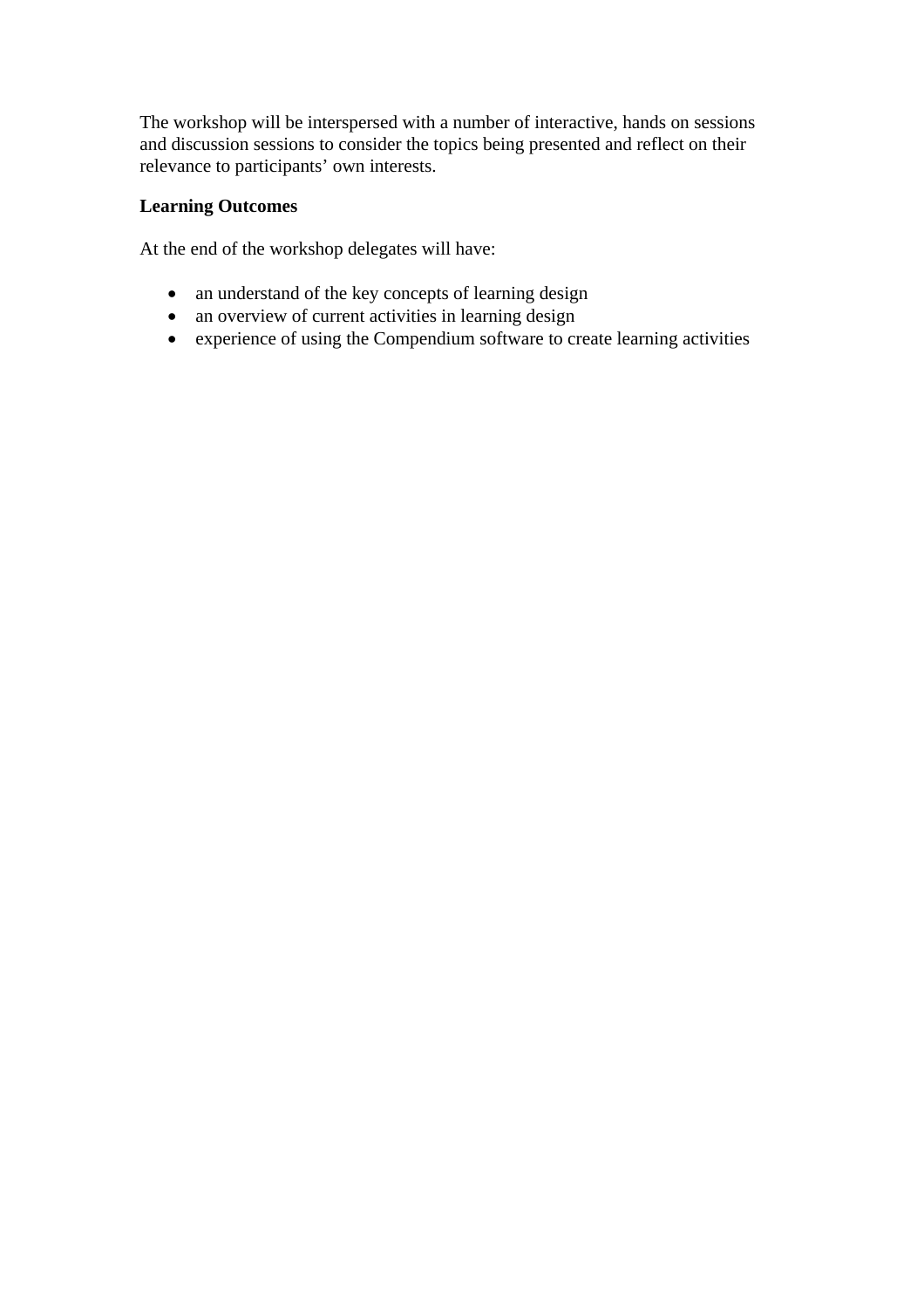The workshop will be interspersed with a number of interactive, hands on sessions and discussion sessions to consider the topics being presented and reflect on their relevance to participants' own interests.

**Learning Outcomes**

At the end of the workshop delegates will have:

- an understand of the key concepts of learning design
- an overview of current activities in learning design
- experience of using the Compendium software to create learning activities